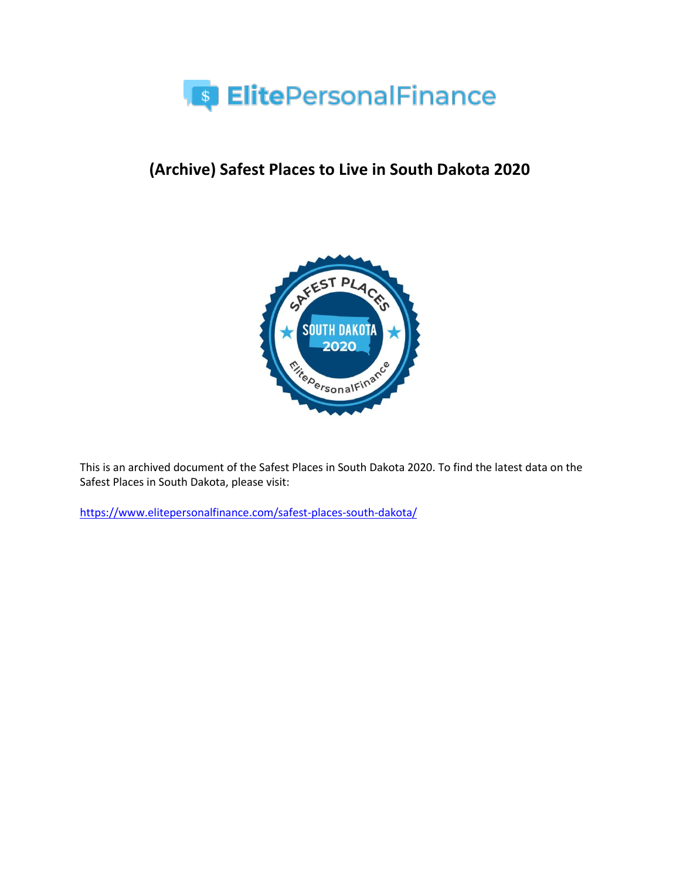# (Archive) Safest Places to Live in South Dakota 2020

This is an archived document of the Safest Places in South Dakota 2020. To find the latest data on the Safest Places in South Dakota, please visit:

https://www.elitepersonalfinance.com/safest-places-south-dakota/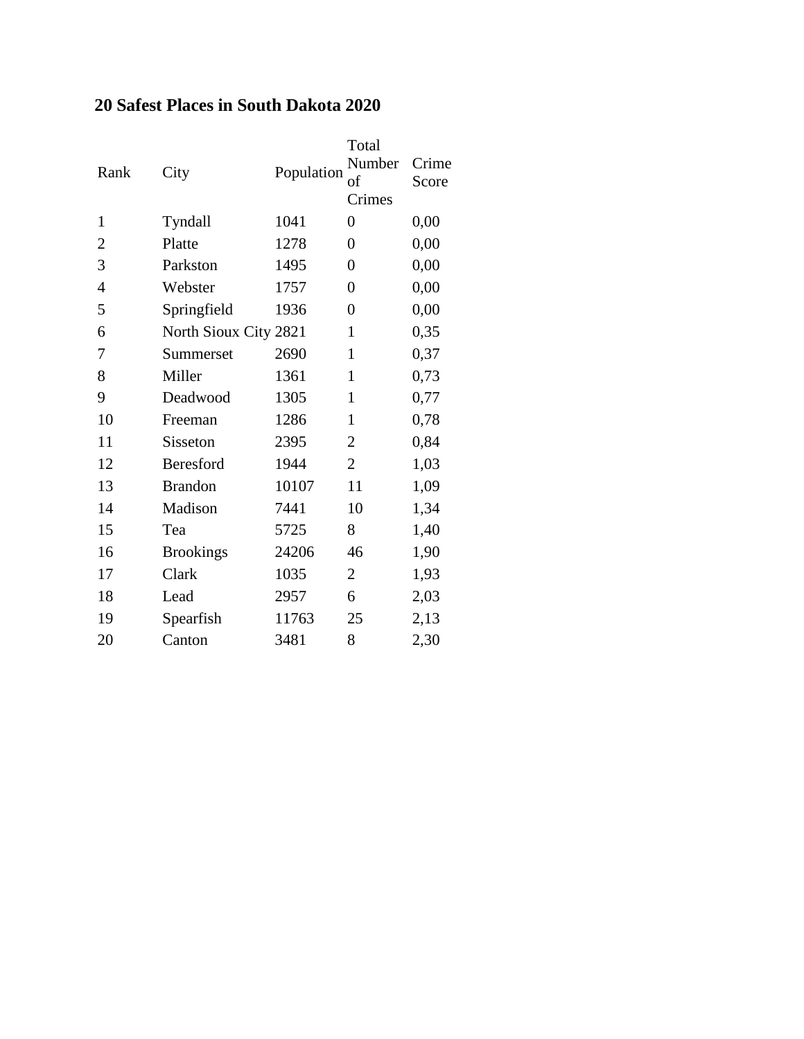## 20 Safest Places in South Dakota 2020

| Rank | City | Population | Total Number of Crimes | Crime Score |
|---|---|---|---|---|
| 1 | Tyndall | 1041 | 0 | 0,00 |
| 2 | Platte | 1278 | 0 | 0,00 |
| 3 | Parkston | 1495 | 0 | 0,00 |
| 4 | Webster | 1757 | 0 | 0,00 |
| 5 | Springfield | 1936 | 0 | 0,00 |
| 6 | North Sioux City | 2821 | 1 | 0,35 |
| 7 | Summerset | 2690 | 1 | 0,37 |
| 8 | Miller | 1361 | 1 | 0,73 |
| 9 | Deadwood | 1305 | 1 | 0,77 |
| 10 | Freeman | 1286 | 1 | 0,78 |
| 11 | Sisseton | 2395 | 2 | 0,84 |
| 12 | Beresford | 1944 | 2 | 1,03 |
| 13 | Brandon | 10107 | 11 | 1,09 |
| 14 | Madison | 7441 | 10 | 1,34 |
| 15 | Tea | 5725 | 8 | 1,40 |
| 16 | Brookings | 24206 | 46 | 1,90 |
| 17 | Clark | 1035 | 2 | 1,93 |
| 18 | Lead | 2957 | 6 | 2,03 |
| 19 | Spearfish | 11763 | 25 | 2,13 |
| 20 | Canton | 3481 | 8 | 2,30 |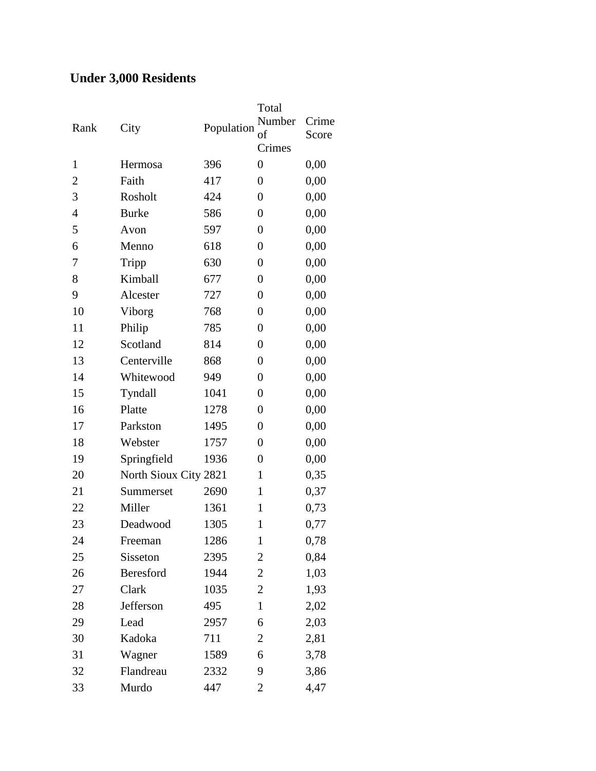## Under 3,000 Residents

| Rank | City | Population | Total Number of Crimes | Crime Score |
|---|---|---|---|---|
| 1 | Hermosa | 396 | 0 | 0,00 |
| 2 | Faith | 417 | 0 | 0,00 |
| 3 | Rosholt | 424 | 0 | 0,00 |
| 4 | Burke | 586 | 0 | 0,00 |
| 5 | Avon | 597 | 0 | 0,00 |
| 6 | Menno | 618 | 0 | 0,00 |
| 7 | Tripp | 630 | 0 | 0,00 |
| 8 | Kimball | 677 | 0 | 0,00 |
| 9 | Alcester | 727 | 0 | 0,00 |
| 10 | Viborg | 768 | 0 | 0,00 |
| 11 | Philip | 785 | 0 | 0,00 |
| 12 | Scotland | 814 | 0 | 0,00 |
| 13 | Centerville | 868 | 0 | 0,00 |
| 14 | Whitewood | 949 | 0 | 0,00 |
| 15 | Tyndall | 1041 | 0 | 0,00 |
| 16 | Platte | 1278 | 0 | 0,00 |
| 17 | Parkston | 1495 | 0 | 0,00 |
| 18 | Webster | 1757 | 0 | 0,00 |
| 19 | Springfield | 1936 | 0 | 0,00 |
| 20 | North Sioux City | 2821 | 1 | 0,35 |
| 21 | Summerset | 2690 | 1 | 0,37 |
| 22 | Miller | 1361 | 1 | 0,73 |
| 23 | Deadwood | 1305 | 1 | 0,77 |
| 24 | Freeman | 1286 | 1 | 0,78 |
| 25 | Sisseton | 2395 | 2 | 0,84 |
| 26 | Beresford | 1944 | 2 | 1,03 |
| 27 | Clark | 1035 | 2 | 1,93 |
| 28 | Jefferson | 495 | 1 | 2,02 |
| 29 | Lead | 2957 | 6 | 2,03 |
| 30 | Kadoka | 711 | 2 | 2,81 |
| 31 | Wagner | 1589 | 6 | 3,78 |
| 32 | Flandreau | 2332 | 9 | 3,86 |
| 33 | Murdo | 447 | 2 | 4,47 |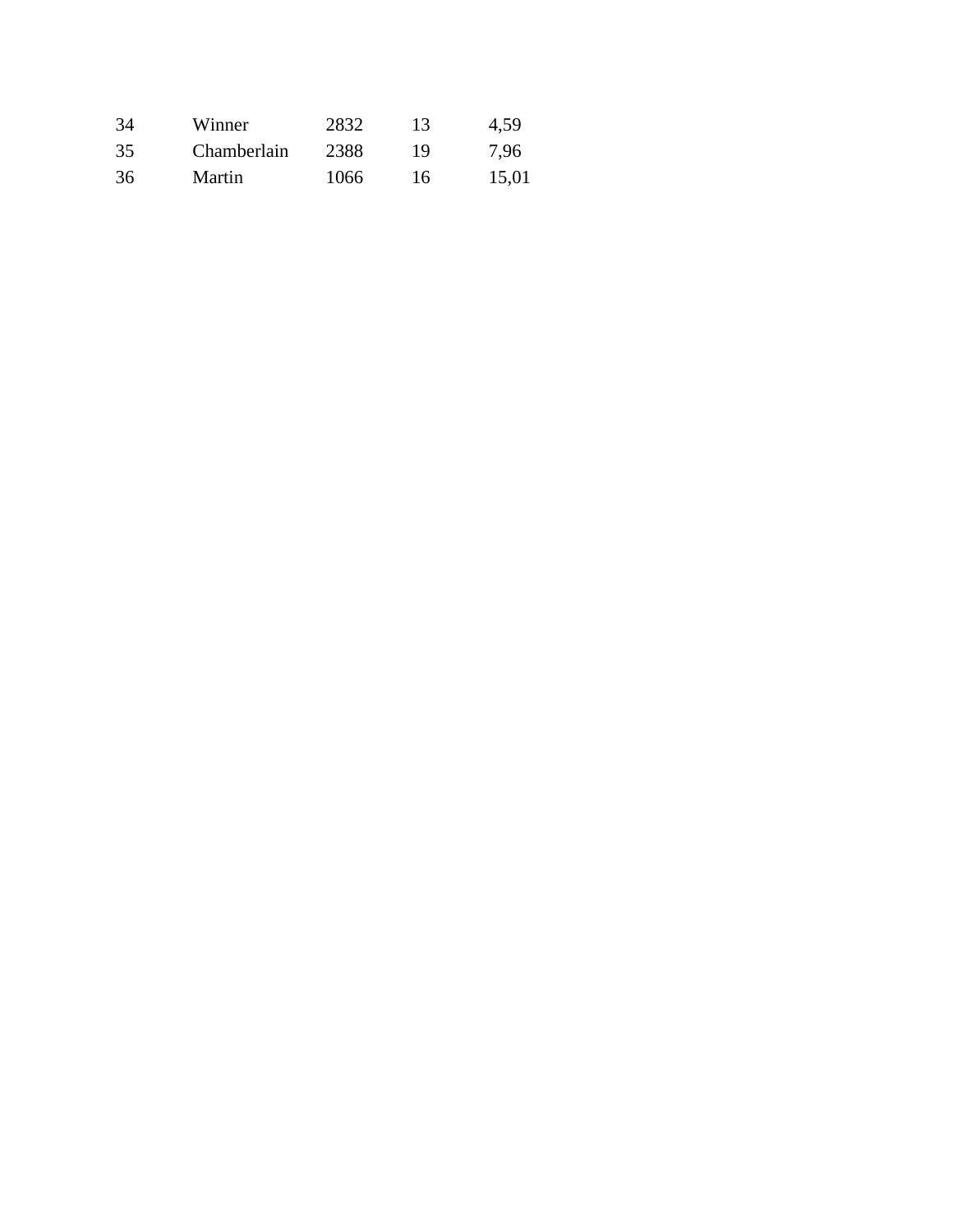| | | | | |
|---|---|---|---|---|
| 34 | Winner | 2832 | 13 | 4,59 |
| 35 | Chamberlain | 2388 | 19 | 7,96 |
| 36 | Martin | 1066 | 16 | 15,01 |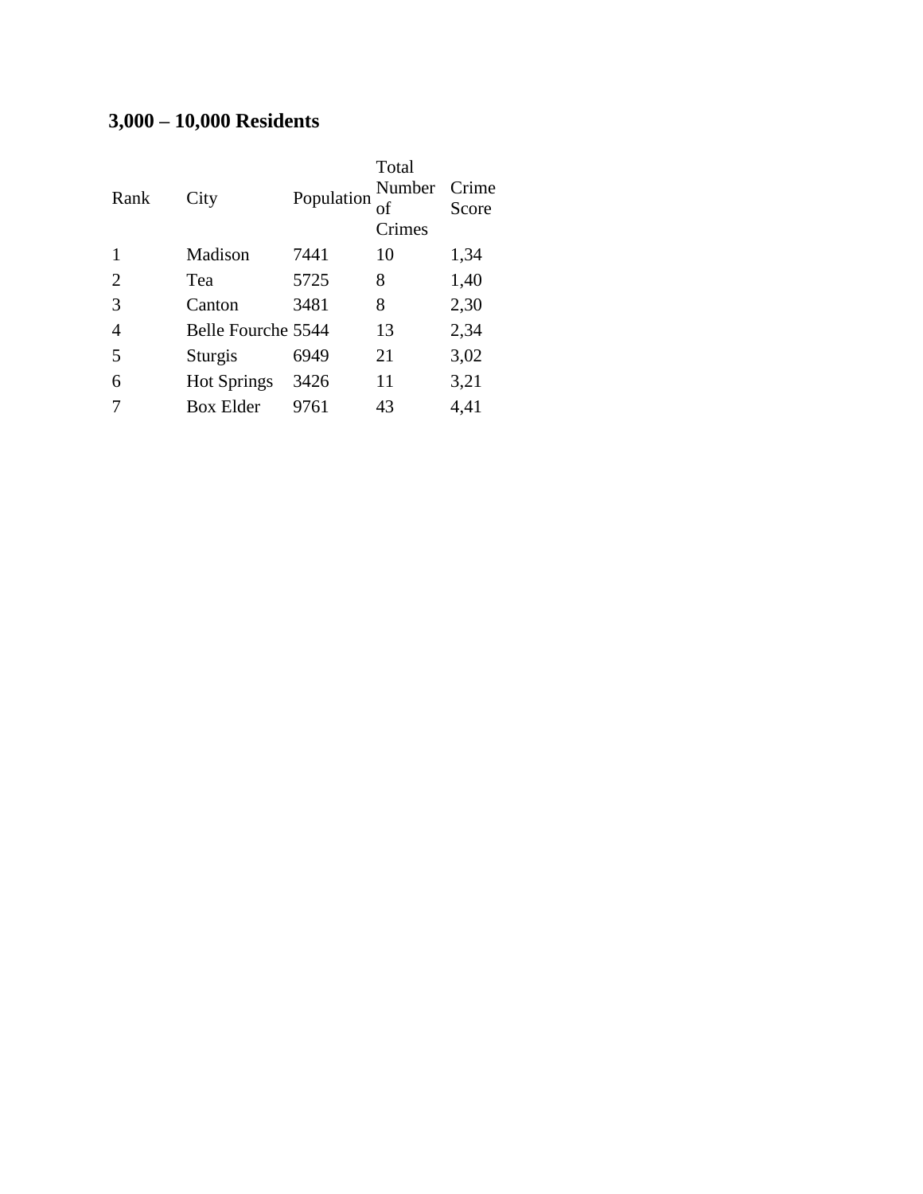## 3,000 – 10,000 Residents

| Rank | City | Population | Total Number of Crimes | Crime Score |
| --- | --- | --- | --- | --- |
| 1 | Madison | 7441 | 10 | 1,34 |
| 2 | Tea | 5725 | 8 | 1,40 |
| 3 | Canton | 3481 | 8 | 2,30 |
| 4 | Belle Fourche | 5544 | 13 | 2,34 |
| 5 | Sturgis | 6949 | 21 | 3,02 |
| 6 | Hot Springs | 3426 | 11 | 3,21 |
| 7 | Box Elder | 9761 | 43 | 4,41 |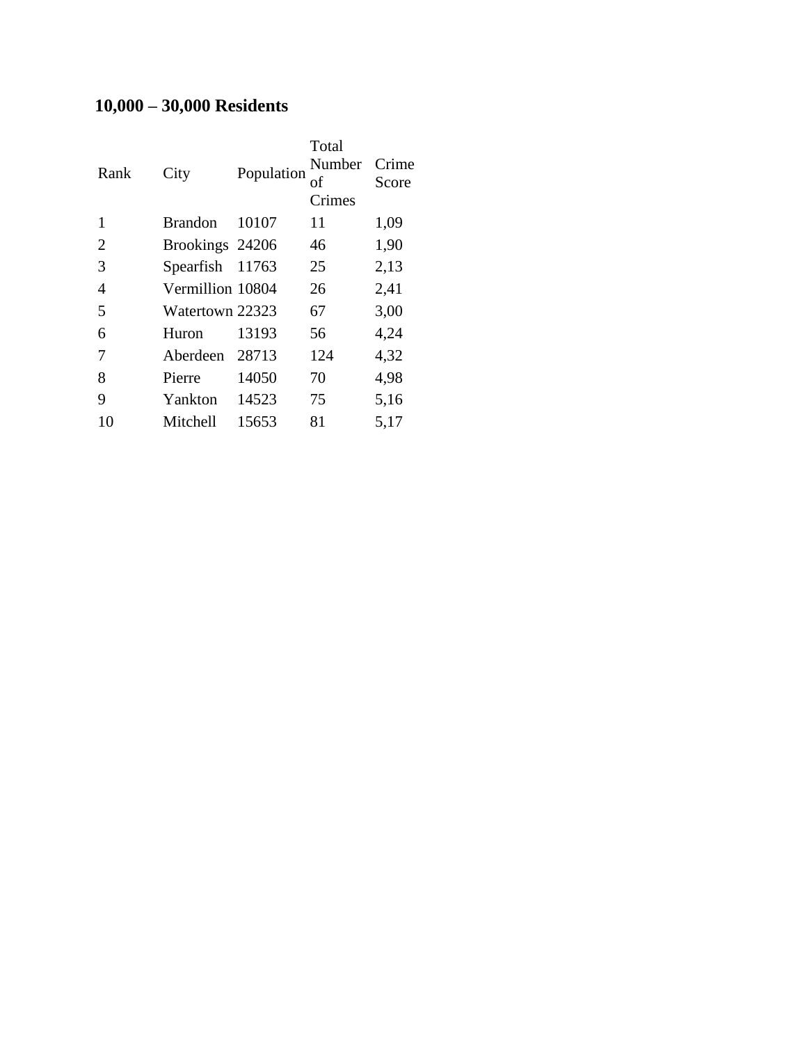## 10,000 – 30,000 Residents

| Rank | City | Population | Total Number of Crimes | Crime Score |
| --- | --- | --- | --- | --- |
| 1 | Brandon | 10107 | 11 | 1,09 |
| 2 | Brookings | 24206 | 46 | 1,90 |
| 3 | Spearfish | 11763 | 25 | 2,13 |
| 4 | Vermillion | 10804 | 26 | 2,41 |
| 5 | Watertown | 22323 | 67 | 3,00 |
| 6 | Huron | 13193 | 56 | 4,24 |
| 7 | Aberdeen | 28713 | 124 | 4,32 |
| 8 | Pierre | 14050 | 70 | 4,98 |
| 9 | Yankton | 14523 | 75 | 5,16 |
| 10 | Mitchell | 15653 | 81 | 5,17 |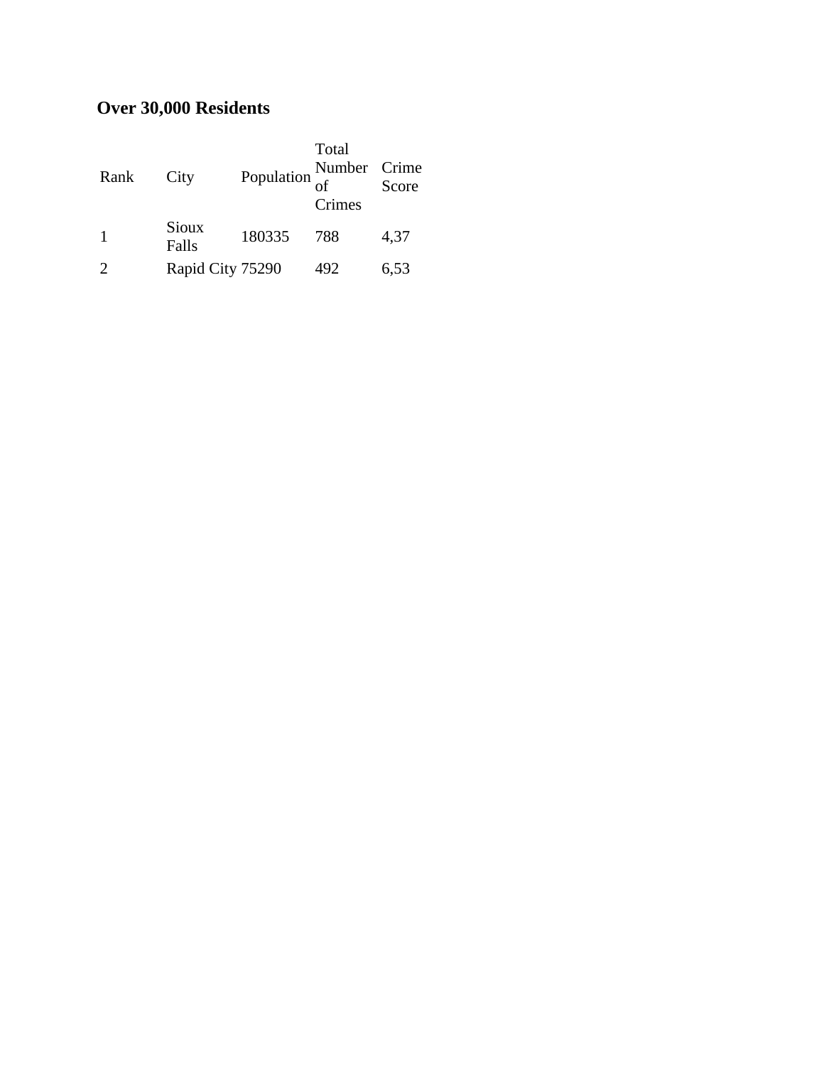## Over 30,000 Residents

| Rank | City | Population | Total Number of Crimes | Crime Score |
|---|---|---|---|---|
| 1 | Sioux Falls | 180335 | 788 | 4,37 |
| 2 | Rapid City | 75290 | 492 | 6,53 |